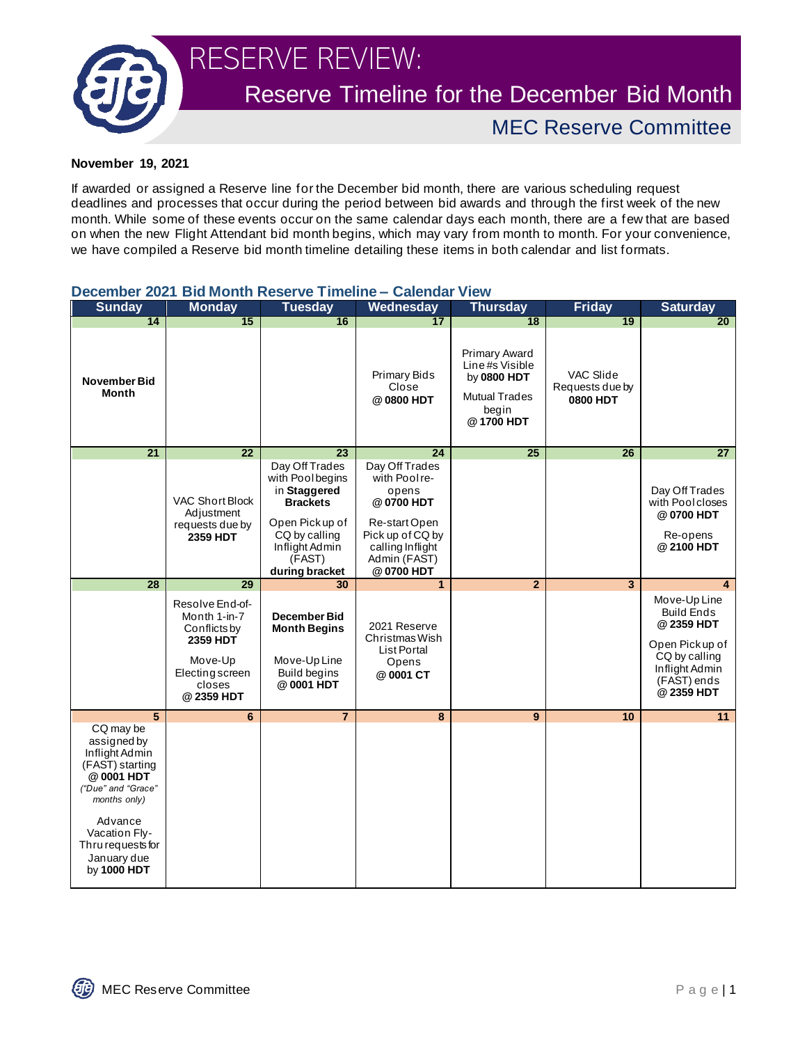# RESERVE REVIEW:

## Reserve Timeline for the December Bid Month

### MEC Reserve Committee

**November 19, 2021**

If awarded or assigned a Reserve line for the December bid month, there are various scheduling request deadlines and processes that occur during the period between bid awards and through the first week of the new month. While some of these events occur on the same calendar days each month, there are a few that are based on when the new Flight Attendant bid month begins, which may vary from month to month. For your convenience, we have compiled a Reserve bid month timeline detailing these items in both calendar and list formats.

### December 2021 Bid Month Reserve Timeline – Calendar View

| Sunday | Monday | Tuesday | Wednesday | Thursday | Friday | Saturday |
|---|---|---|---|---|---|---|
| **14**<br>**November Bid Month** | **15** | **16** | **17**<br>Primary Bids Close @ **0800 HDT** | **18**<br>Primary Award Line #s Visible by **0800 HDT**<br>Mutual Trades begin @ **1700 HDT** | **19**<br>VAC Slide Requests due by **0800 HDT** | **20** |
| **21** | **22**<br>VAC Short Block Adjustment requests due by **2359 HDT** | **23**<br>Day Off Trades with Pool begins in **Staggered Brackets**<br>Open Pick up of CQ by calling Inflight Admin (FAST) **during bracket** | **24**<br>Day Off Trades with Pool re-opens @ **0700 HDT**<br>Re-start Open Pick up of CQ by calling Inflight Admin (FAST) @ **0700 HDT** | **25** | **26** | **27**<br>Day Off Trades with Pool closes @ **0700 HDT**<br>Re-opens @ **2100 HDT** |
| **28** | **29**<br>Resolve End-of-Month 1-in-7 Conflicts by **2359 HDT**<br>Move-Up Electing screen closes @ **2359 HDT** | **30**<br>**December Bid Month Begins**<br>Move-Up Line Build begins @ **0001 HDT** | **1**<br>2021 Reserve Christmas Wish List Portal Opens @ **0001 CT** | **2** | **3** | **4**<br>Move-Up Line Build Ends @ **2359 HDT**<br>Open Pick up of CQ by calling Inflight Admin (FAST) ends @ **2359 HDT** |
| **5**<br>CQ may be assigned by Inflight Admin (FAST) starting @ **0001 HDT** *("Due" and "Grace" months only)*<br>Advance Vacation Fly-Thru requests for January due by **1000 HDT** | **6** | **7** | **8** | **9** | **10** | **11** |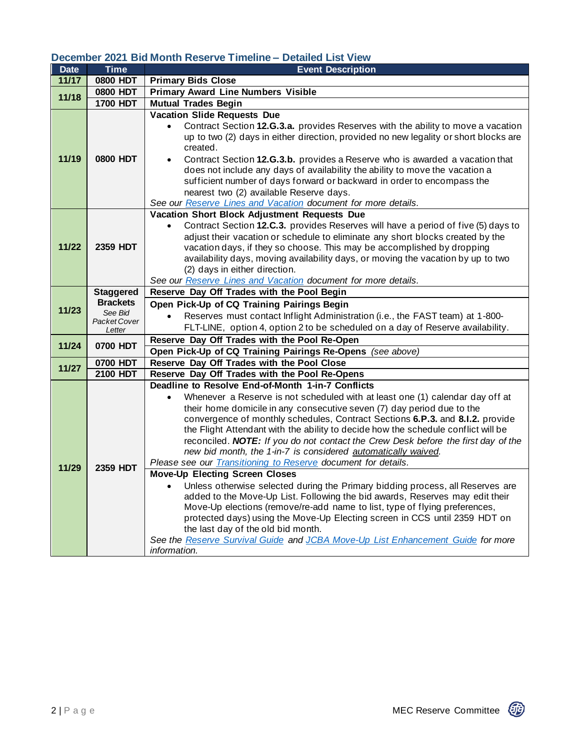## December 2021 Bid Month Reserve Timeline – Detailed List View

| Date | Time | Event Description |
|---|---|---|
| 11/17 | 0800 HDT | **Primary Bids Close** |
| 11/18 | 0800 HDT | **Primary Award Line Numbers Visible** |
| | 1700 HDT | **Mutual Trades Begin** |
| 11/19 | 0800 HDT | **Vacation Slide Requests Due**<br>• Contract Section **12.G.3.a.** provides Reserves with the ability to move a vacation up to two (2) days in either direction, provided no new legality or short blocks are created.<br>• Contract Section **12.G.3.b.** provides a Reserve who is awarded a vacation that does not include any days of availability the ability to move the vacation a sufficient number of days forward or backward in order to encompass the nearest two (2) available Reserve days.<br>*See our Reserve Lines and Vacation document for more details.* |
| 11/22 | 2359 HDT | **Vacation Short Block Adjustment Requests Due**<br>• Contract Section **12.C.3.** provides Reserves will have a period of five (5) days to adjust their vacation or schedule to eliminate any short blocks created by the vacation days, if they so choose. This may be accomplished by dropping availability days, moving availability days, or moving the vacation by up to two (2) days in either direction.<br>*See our Reserve Lines and Vacation document for more details.* |
| 11/23 | **Staggered Brackets** *See Bid Packet Cover Letter* | **Reserve Day Off Trades with the Pool Begin** |
| | | **Open Pick-Up of CQ Training Pairings Begin**<br>• Reserves must contact Inflight Administration (i.e., the FAST team) at 1-800-FLT-LINE, option 4, option 2 to be scheduled on a day of Reserve availability. |
| 11/24 | 0700 HDT | **Reserve Day Off Trades with the Pool Re-Open** |
| | | **Open Pick-Up of CQ Training Pairings Re-Opens** *(see above)* |
| 11/27 | 0700 HDT | **Reserve Day Off Trades with the Pool Close** |
| | 2100 HDT | **Reserve Day Off Trades with the Pool Re-Opens** |
| 11/29 | 2359 HDT | **Deadline to Resolve End-of-Month 1-in-7 Conflicts**<br>• Whenever a Reserve is not scheduled with at least one (1) calendar day off at their home domicile in any consecutive seven (7) day period due to the convergence of monthly schedules, Contract Sections **6.P.3.** and **8.I.2.** provide the Flight Attendant with the ability to decide how the schedule conflict will be reconciled. ***NOTE:*** *If you do not contact the Crew Desk before the first day of the new bid month, the 1-in-7 is considered automatically waived.*<br>*Please see our Transitioning to Reserve document for details.* |
| | | **Move-Up Electing Screen Closes**<br>• Unless otherwise selected during the Primary bidding process, all Reserves are added to the Move-Up List. Following the bid awards, Reserves may edit their Move-Up elections (remove/re-add name to list, type of flying preferences, protected days) using the Move-Up Electing screen in CCS until 2359 HDT on the last day of the old bid month.<br>*See the Reserve Survival Guide and JCBA Move-Up List Enhancement Guide for more information.* |

MEC Reserve Committee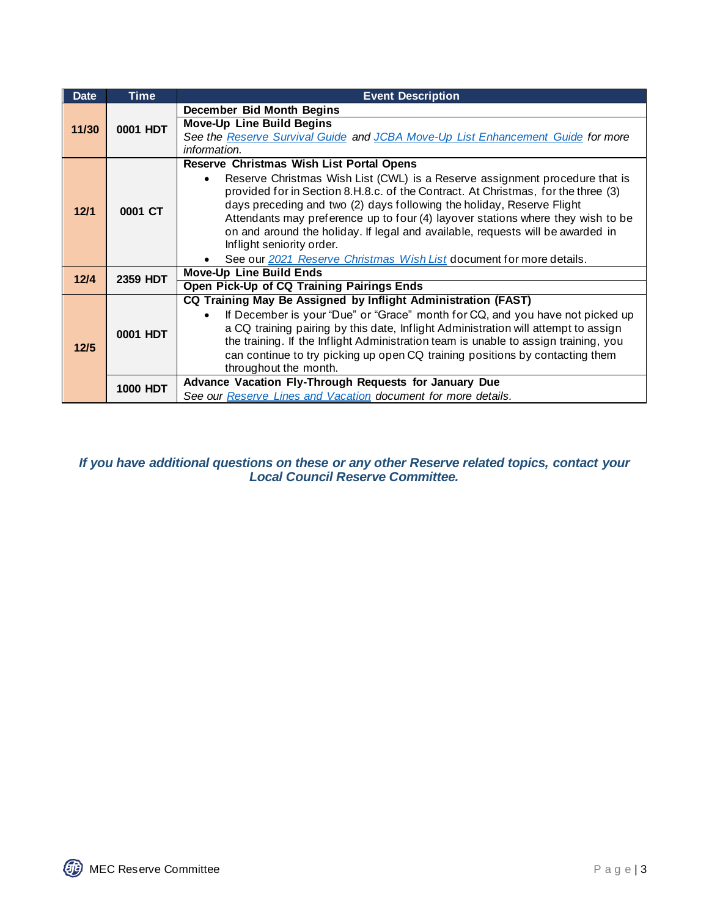| Date | Time | Event Description |
|---|---|---|
| 11/30 | 0001 HDT | **December Bid Month Begins** |
| | | **Move-Up Line Build Begins**<br>*See the Reserve Survival Guide and JCBA Move-Up List Enhancement Guide for more information.* |
| 12/1 | 0001 CT | **Reserve Christmas Wish List Portal Opens**<br>• Reserve Christmas Wish List (CWL) is a Reserve assignment procedure that is provided for in Section 8.H.8.c. of the Contract. At Christmas, for the three (3) days preceding and two (2) days following the holiday, Reserve Flight Attendants may preference up to four (4) layover stations where they wish to be on and around the holiday. If legal and available, requests will be awarded in Inflight seniority order.<br>• See our 2021 Reserve Christmas Wish List document for more details. |
| 12/4 | 2359 HDT | **Move-Up Line Build Ends** |
| | | **Open Pick-Up of CQ Training Pairings Ends** |
| 12/5 | 0001 HDT | **CQ Training May Be Assigned by Inflight Administration (FAST)**<br>• If December is your "Due" or "Grace" month for CQ, and you have not picked up a CQ training pairing by this date, Inflight Administration will attempt to assign the training. If the Inflight Administration team is unable to assign training, you can continue to try picking up open CQ training positions by contacting them throughout the month. |
| | 1000 HDT | **Advance Vacation Fly-Through Requests for January Due**<br>*See our Reserve Lines and Vacation document for more details.* |

***If you have additional questions on these or any other Reserve related topics, contact your Local Council Reserve Committee.***